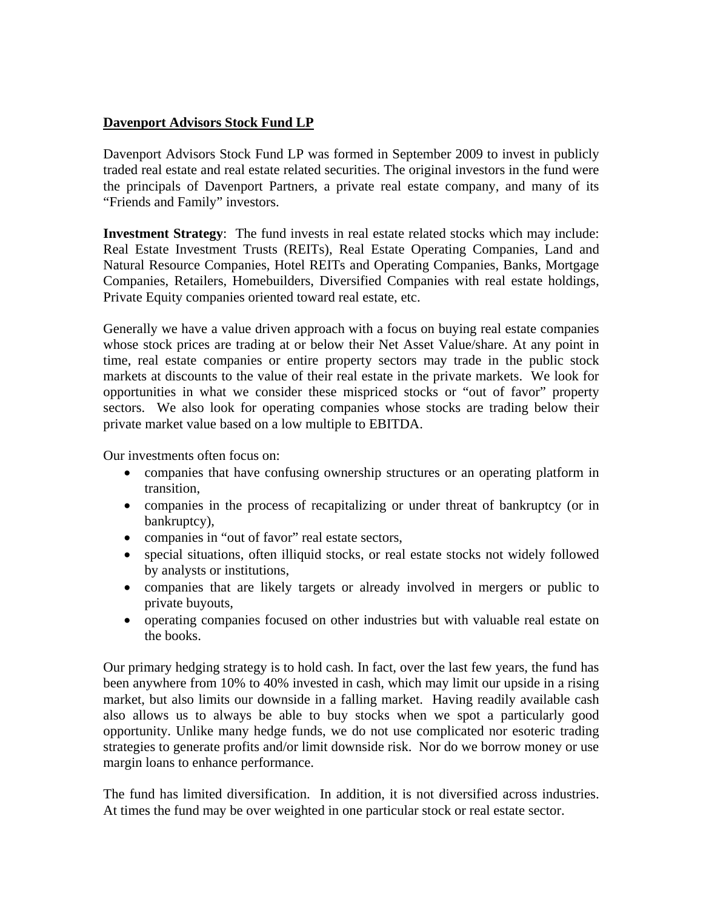**Davenport Advisors Stock Fund LP**

Davenport Advisors Stock Fund LP was formed in September 2009 to invest in publicly traded real estate and real estate related securities. The original investors in the fund were the principals of Davenport Partners, a private real estate company, and many of its "Friends and Family" investors.

**Investment Strategy**: The fund invests in real estate related stocks which may include: Real Estate Investment Trusts (REITs), Real Estate Operating Companies, Land and Natural Resource Companies, Hotel REITs and Operating Companies, Banks, Mortgage Companies, Retailers, Homebuilders, Diversified Companies with real estate holdings, Private Equity companies oriented toward real estate, etc.

Generally we have a value driven approach with a focus on buying real estate companies whose stock prices are trading at or below their Net Asset Value/share. At any point in time, real estate companies or entire property sectors may trade in the public stock markets at discounts to the value of their real estate in the private markets. We look for opportunities in what we consider these mispriced stocks or "out of favor" property sectors. We also look for operating companies whose stocks are trading below their private market value based on a low multiple to EBITDA.

Our investments often focus on:

- companies that have confusing ownership structures or an operating platform in transition,
- companies in the process of recapitalizing or under threat of bankruptcy (or in bankruptcy),
- companies in "out of favor" real estate sectors,
- special situations, often illiquid stocks, or real estate stocks not widely followed by analysts or institutions,
- companies that are likely targets or already involved in mergers or public to private buyouts,
- operating companies focused on other industries but with valuable real estate on the books.

Our primary hedging strategy is to hold cash. In fact, over the last few years, the fund has been anywhere from 10% to 40% invested in cash, which may limit our upside in a rising market, but also limits our downside in a falling market. Having readily available cash also allows us to always be able to buy stocks when we spot a particularly good opportunity. Unlike many hedge funds, we do not use complicated nor esoteric trading strategies to generate profits and/or limit downside risk. Nor do we borrow money or use margin loans to enhance performance.

The fund has limited diversification. In addition, it is not diversified across industries. At times the fund may be over weighted in one particular stock or real estate sector.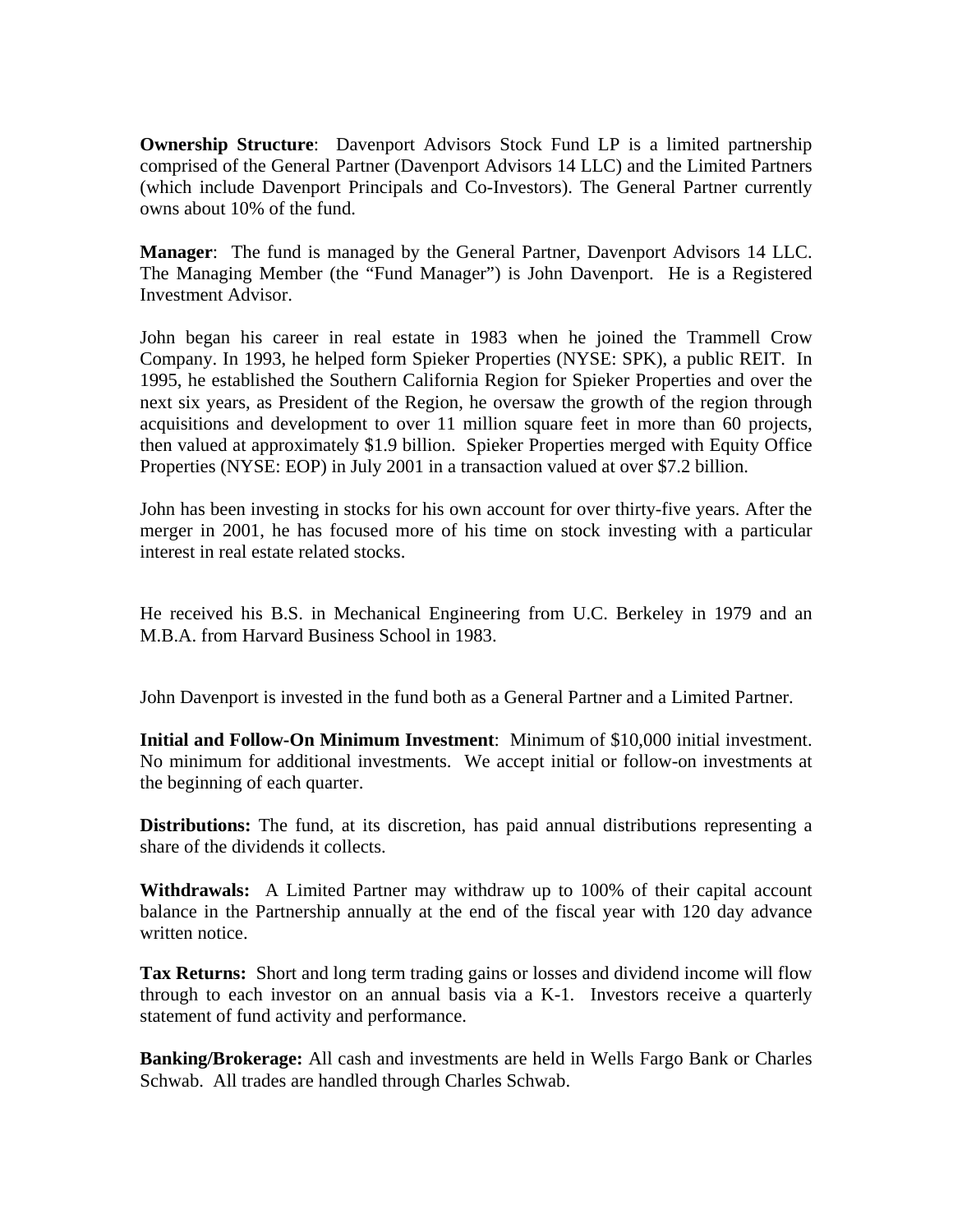**Ownership Structure**: Davenport Advisors Stock Fund LP is a limited partnership comprised of the General Partner (Davenport Advisors 14 LLC) and the Limited Partners (which include Davenport Principals and Co-Investors). The General Partner currently owns about 10% of the fund.

**Manager**: The fund is managed by the General Partner, Davenport Advisors 14 LLC. The Managing Member (the "Fund Manager") is John Davenport. He is a Registered Investment Advisor.

John began his career in real estate in 1983 when he joined the Trammell Crow Company. In 1993, he helped form Spieker Properties (NYSE: SPK), a public REIT. In 1995, he established the Southern California Region for Spieker Properties and over the next six years, as President of the Region, he oversaw the growth of the region through acquisitions and development to over 11 million square feet in more than 60 projects, then valued at approximately $1.9 billion. Spieker Properties merged with Equity Office Properties (NYSE: EOP) in July 2001 in a transaction valued at over $7.2 billion.

John has been investing in stocks for his own account for over thirty-five years. After the merger in 2001, he has focused more of his time on stock investing with a particular interest in real estate related stocks.

He received his B.S. in Mechanical Engineering from U.C. Berkeley in 1979 and an M.B.A. from Harvard Business School in 1983.

John Davenport is invested in the fund both as a General Partner and a Limited Partner.

**Initial and Follow-On Minimum Investment**: Minimum of $10,000 initial investment. No minimum for additional investments. We accept initial or follow-on investments at the beginning of each quarter.

**Distributions:** The fund, at its discretion, has paid annual distributions representing a share of the dividends it collects.

**Withdrawals:** A Limited Partner may withdraw up to 100% of their capital account balance in the Partnership annually at the end of the fiscal year with 120 day advance written notice.

**Tax Returns:** Short and long term trading gains or losses and dividend income will flow through to each investor on an annual basis via a K-1. Investors receive a quarterly statement of fund activity and performance.

**Banking/Brokerage:** All cash and investments are held in Wells Fargo Bank or Charles Schwab. All trades are handled through Charles Schwab.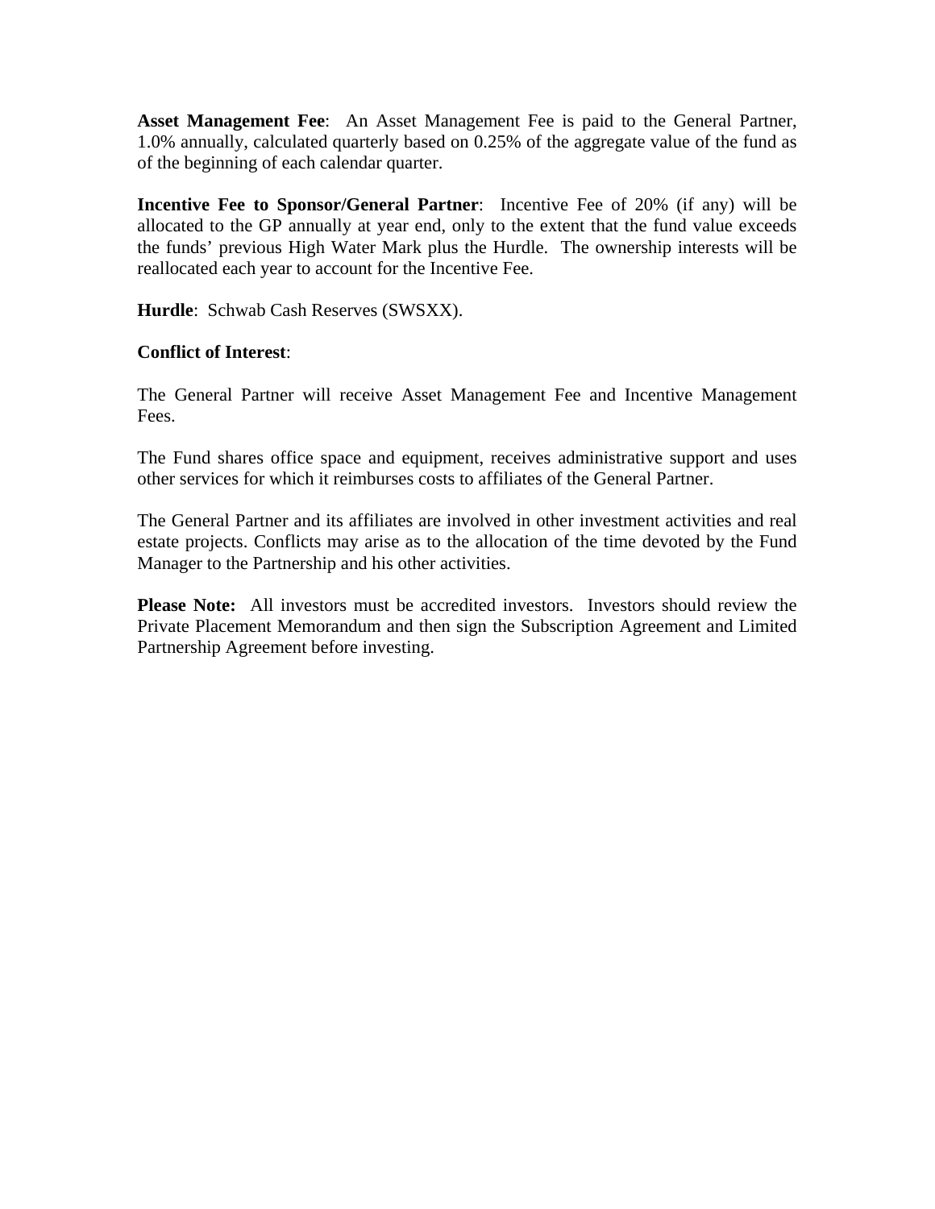**Asset Management Fee**: An Asset Management Fee is paid to the General Partner, 1.0% annually, calculated quarterly based on 0.25% of the aggregate value of the fund as of the beginning of each calendar quarter.

**Incentive Fee to Sponsor/General Partner**: Incentive Fee of 20% (if any) will be allocated to the GP annually at year end, only to the extent that the fund value exceeds the funds' previous High Water Mark plus the Hurdle. The ownership interests will be reallocated each year to account for the Incentive Fee.

**Hurdle**: Schwab Cash Reserves (SWSXX).

**Conflict of Interest**:

The General Partner will receive Asset Management Fee and Incentive Management Fees.

The Fund shares office space and equipment, receives administrative support and uses other services for which it reimburses costs to affiliates of the General Partner.

The General Partner and its affiliates are involved in other investment activities and real estate projects. Conflicts may arise as to the allocation of the time devoted by the Fund Manager to the Partnership and his other activities.

**Please Note:** All investors must be accredited investors. Investors should review the Private Placement Memorandum and then sign the Subscription Agreement and Limited Partnership Agreement before investing.